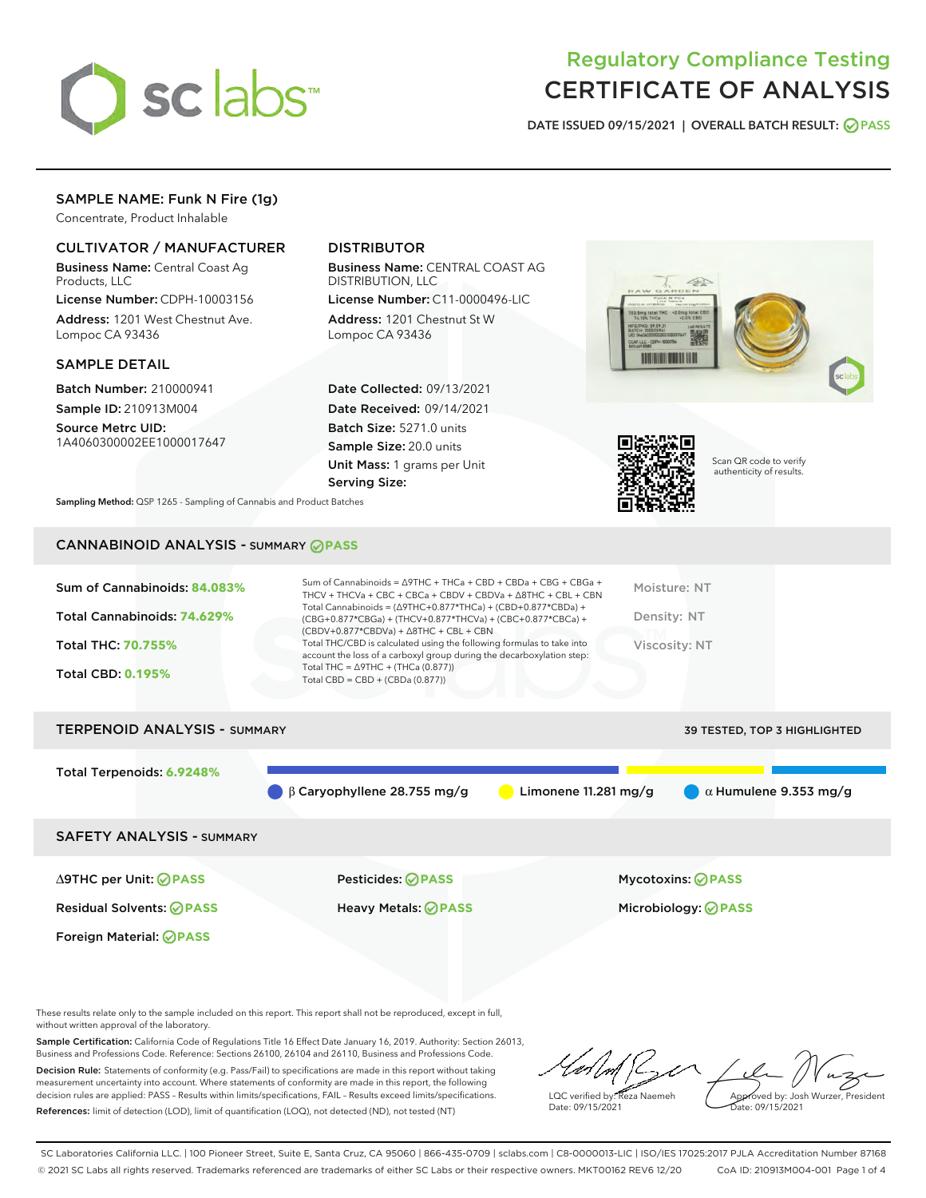# Regulatory Compliance Testing
# CERTIFICATE OF ANALYSIS

DATE ISSUED 09/15/2021 | OVERALL BATCH RESULT: PASS

## SAMPLE NAME: Funk N Fire (1g)

Concentrate, Product Inhalable

### CULTIVATOR / MANUFACTURER

**Business Name:** Central Coast Ag Products, LLC

**License Number:** CDPH-10003156

**Address:** 1201 West Chestnut Ave. Lompoc CA 93436

### DISTRIBUTOR

**Business Name:** CENTRAL COAST AG DISTRIBUTION, LLC

**License Number:** C11-0000496-LIC

**Address:** 1201 Chestnut St W Lompoc CA 93436

### SAMPLE DETAIL

**Batch Number:** 210000941

**Sample ID:** 210913M004

**Source Metrc UID:** 1A4060300002EE1000017647

**Date Collected:** 09/13/2021

**Date Received:** 09/14/2021

**Batch Size:** 5271.0 units

**Sample Size:** 20.0 units

**Unit Mass:** 1 grams per Unit

**Serving Size:**

Scan QR code to verify authenticity of results.

**Sampling Method:** QSP 1265 - Sampling of Cannabis and Product Batches

## CANNABINOID ANALYSIS - SUMMARY PASS

**Sum of Cannabinoids:** 84.083%

**Total Cannabinoids:** 74.629%

**Total THC:** 70.755%

**Total CBD:** 0.195%

Sum of Cannabinoids = Δ9THC + THCa + CBD + CBDa + CBG + CBGa + THCV + THCVa + CBC + CBCa + CBDV + CBDVa + Δ8THC + CBL + CBN

Total Cannabinoids = (Δ9THC+0.877*THCa) + (CBD+0.877*CBDa) + (CBG+0.877*CBGa) + (THCV+0.877*THCVa) + (CBC+0.877*CBCa) + (CBDV+0.877*CBDVa) + Δ8THC + CBL + CBN

Total THC/CBD is calculated using the following formulas to take into account the loss of a carboxyl group during the decarboxylation step:

Total THC = Δ9THC + (THCa (0.877))

Total CBD = CBD + (CBDa (0.877))

Moisture: NT

Density: NT

Viscosity: NT

## TERPENOID ANALYSIS - SUMMARY

39 TESTED, TOP 3 HIGHLIGHTED

**Total Terpenoids:** 6.9248%

β Caryophyllene 28.755 mg/g | Limonene 11.281 mg/g | α Humulene 9.353 mg/g

## SAFETY ANALYSIS - SUMMARY

| | | |
|---|---|---|
| Δ9THC per Unit: PASS | Pesticides: PASS | Mycotoxins: PASS |
| Residual Solvents: PASS | Heavy Metals: PASS | Microbiology: PASS |
| Foreign Material: PASS | | |

These results relate only to the sample included on this report. This report shall not be reproduced, except in full, without written approval of the laboratory.

**Sample Certification:** California Code of Regulations Title 16 Effect Date January 16, 2019. Authority: Section 26013, Business and Professions Code. Reference: Sections 26100, 26104 and 26110, Business and Professions Code.

**Decision Rule:** Statements of conformity (e.g. Pass/Fail) to specifications are made in this report without taking measurement uncertainty into account. Where statements of conformity are made in this report, the following decision rules are applied: PASS – Results within limits/specifications, FAIL – Results exceed limits/specifications.

**References:** limit of detection (LOD), limit of quantification (LOQ), not detected (ND), not tested (NT)

LQC verified by: Reza Naemeh
Date: 09/15/2021

Approved by: Josh Wurzer, President
Date: 09/15/2021

SC Laboratories California LLC. | 100 Pioneer Street, Suite E, Santa Cruz, CA 95060 | 866-435-0709 | sclabs.com | C8-0000013-LIC | ISO/IES 17025:2017 PJLA Accreditation Number 87168

© 2021 SC Labs all rights reserved. Trademarks referenced are trademarks of either SC Labs or their respective owners. MKT00162 REV6 12/20 CoA ID: 210913M004-001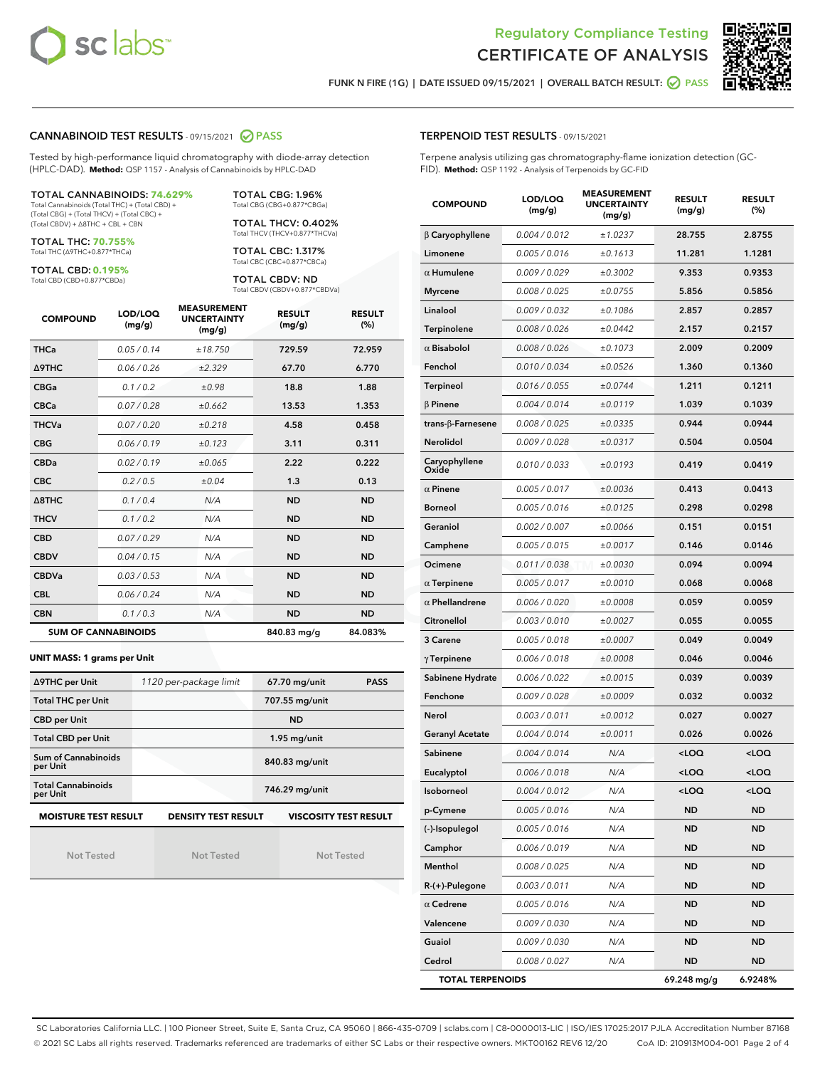# Regulatory Compliance Testing
# CERTIFICATE OF ANALYSIS

FUNK N FIRE (1G) | DATE ISSUED 09/15/2021 | OVERALL BATCH RESULT: PASS

## CANNABINOID TEST RESULTS - 09/15/2021 PASS

Tested by high-performance liquid chromatography with diode-array detection (HPLC-DAD). **Method:** QSP 1157 - Analysis of Cannabinoids by HPLC-DAD

**TOTAL CANNABINOIDS: 74.629%**
Total Cannabinoids (Total THC) + (Total CBD) + (Total CBG) + (Total THCV) + (Total CBC) + (Total CBDV) + Δ8THC + CBL + CBN

**TOTAL THC: 70.755%**
Total THC (Δ9THC+0.877*THCa)

**TOTAL CBD: 0.195%**
Total CBD (CBD+0.877*CBDa)

**TOTAL CBG: 1.96%**
Total CBG (CBG+0.877*CBGa)

**TOTAL THCV: 0.402%**
Total THCV (THCV+0.877*THCVa)

**TOTAL CBC: 1.317%**
Total CBC (CBC+0.877*CBCa)

**TOTAL CBDV: ND**
Total CBDV (CBDV+0.877*CBDVa)

| COMPOUND | LOD/LOQ (mg/g) | MEASUREMENT UNCERTAINTY (mg/g) | RESULT (mg/g) | RESULT (%) |
|---|---|---|---|---|
| THCa | 0.05 / 0.14 | ±18.750 | 729.59 | 72.959 |
| Δ9THC | 0.06 / 0.26 | ±2.329 | 67.70 | 6.770 |
| CBGa | 0.1 / 0.2 | ±0.98 | 18.8 | 1.88 |
| CBCa | 0.07 / 0.28 | ±0.662 | 13.53 | 1.353 |
| THCVa | 0.07 / 0.20 | ±0.218 | 4.58 | 0.458 |
| CBG | 0.06 / 0.19 | ±0.123 | 3.11 | 0.311 |
| CBDa | 0.02 / 0.19 | ±0.065 | 2.22 | 0.222 |
| CBC | 0.2 / 0.5 | ±0.04 | 1.3 | 0.13 |
| Δ8THC | 0.1 / 0.4 | N/A | ND | ND |
| THCV | 0.1 / 0.2 | N/A | ND | ND |
| CBD | 0.07 / 0.29 | N/A | ND | ND |
| CBDV | 0.04 / 0.15 | N/A | ND | ND |
| CBDVa | 0.03 / 0.53 | N/A | ND | ND |
| CBL | 0.06 / 0.24 | N/A | ND | ND |
| CBN | 0.1 / 0.3 | N/A | ND | ND |
| **SUM OF CANNABINOIDS** | | | 840.83 mg/g | 84.083% |

**UNIT MASS: 1 grams per Unit**

| | | | |
|---|---|---|---|
| Δ9THC per Unit | 1120 per-package limit | 67.70 mg/unit | PASS |
| Total THC per Unit | | 707.55 mg/unit | |
| CBD per Unit | | ND | |
| Total CBD per Unit | | 1.95 mg/unit | |
| Sum of Cannabinoids per Unit | | 840.83 mg/unit | |
| Total Cannabinoids per Unit | | 746.29 mg/unit | |

| MOISTURE TEST RESULT | DENSITY TEST RESULT | VISCOSITY TEST RESULT |
|---|---|---|
| Not Tested | Not Tested | Not Tested |

## TERPENOID TEST RESULTS - 09/15/2021

Terpene analysis utilizing gas chromatography-flame ionization detection (GC-FID). **Method:** QSP 1192 - Analysis of Terpenoids by GC-FID

| COMPOUND | LOD/LOQ (mg/g) | MEASUREMENT UNCERTAINTY (mg/g) | RESULT (mg/g) | RESULT (%) |
|---|---|---|---|---|
| β Caryophyllene | 0.004 / 0.012 | ±1.0237 | 28.755 | 2.8755 |
| Limonene | 0.005 / 0.016 | ±0.1613 | 11.281 | 1.1281 |
| α Humulene | 0.009 / 0.029 | ±0.3002 | 9.353 | 0.9353 |
| Myrcene | 0.008 / 0.025 | ±0.0755 | 5.856 | 0.5856 |
| Linalool | 0.009 / 0.032 | ±0.1086 | 2.857 | 0.2857 |
| Terpinolene | 0.008 / 0.026 | ±0.0442 | 2.157 | 0.2157 |
| α Bisabolol | 0.008 / 0.026 | ±0.1073 | 2.009 | 0.2009 |
| Fenchol | 0.010 / 0.034 | ±0.0526 | 1.360 | 0.1360 |
| Terpineol | 0.016 / 0.055 | ±0.0744 | 1.211 | 0.1211 |
| β Pinene | 0.004 / 0.014 | ±0.0119 | 1.039 | 0.1039 |
| trans-β-Farnesene | 0.008 / 0.025 | ±0.0335 | 0.944 | 0.0944 |
| Nerolidol | 0.009 / 0.028 | ±0.0317 | 0.504 | 0.0504 |
| Caryophyllene Oxide | 0.010 / 0.033 | ±0.0193 | 0.419 | 0.0419 |
| α Pinene | 0.005 / 0.017 | ±0.0036 | 0.413 | 0.0413 |
| Borneol | 0.005 / 0.016 | ±0.0125 | 0.298 | 0.0298 |
| Geraniol | 0.002 / 0.007 | ±0.0066 | 0.151 | 0.0151 |
| Camphene | 0.005 / 0.015 | ±0.0017 | 0.146 | 0.0146 |
| Ocimene | 0.011 / 0.038 | ±0.0030 | 0.094 | 0.0094 |
| α Terpinene | 0.005 / 0.017 | ±0.0010 | 0.068 | 0.0068 |
| α Phellandrene | 0.006 / 0.020 | ±0.0008 | 0.059 | 0.0059 |
| Citronellol | 0.003 / 0.010 | ±0.0027 | 0.055 | 0.0055 |
| 3 Carene | 0.005 / 0.018 | ±0.0007 | 0.049 | 0.0049 |
| γ Terpinene | 0.006 / 0.018 | ±0.0008 | 0.046 | 0.0046 |
| Sabinene Hydrate | 0.006 / 0.022 | ±0.0015 | 0.039 | 0.0039 |
| Fenchone | 0.009 / 0.028 | ±0.0009 | 0.032 | 0.0032 |
| Nerol | 0.003 / 0.011 | ±0.0012 | 0.027 | 0.0027 |
| Geranyl Acetate | 0.004 / 0.014 | ±0.0011 | 0.026 | 0.0026 |
| Sabinene | 0.004 / 0.014 | N/A | <LOQ | <LOQ |
| Eucalyptol | 0.006 / 0.018 | N/A | <LOQ | <LOQ |
| Isoborneol | 0.004 / 0.012 | N/A | <LOQ | <LOQ |
| p-Cymene | 0.005 / 0.016 | N/A | ND | ND |
| (-)-Isopulegol | 0.005 / 0.016 | N/A | ND | ND |
| Camphor | 0.006 / 0.019 | N/A | ND | ND |
| Menthol | 0.008 / 0.025 | N/A | ND | ND |
| R-(+)-Pulegone | 0.003 / 0.011 | N/A | ND | ND |
| α Cedrene | 0.005 / 0.016 | N/A | ND | ND |
| Valencene | 0.009 / 0.030 | N/A | ND | ND |
| Guaiol | 0.009 / 0.030 | N/A | ND | ND |
| Cedrol | 0.008 / 0.027 | N/A | ND | ND |
| **TOTAL TERPENOIDS** | | | 69.248 mg/g | 6.9248% |

SC Laboratories California LLC. | 100 Pioneer Street, Suite E, Santa Cruz, CA 95060 | 866-435-0709 | sclabs.com | C8-0000013-LIC | ISO/IES 17025:2017 PJLA Accreditation Number 87168
© 2021 SC Labs all rights reserved. Trademarks referenced are trademarks of either SC Labs or their respective owners. MKT00162 REV6 12/20 CoA ID: 210913M004-001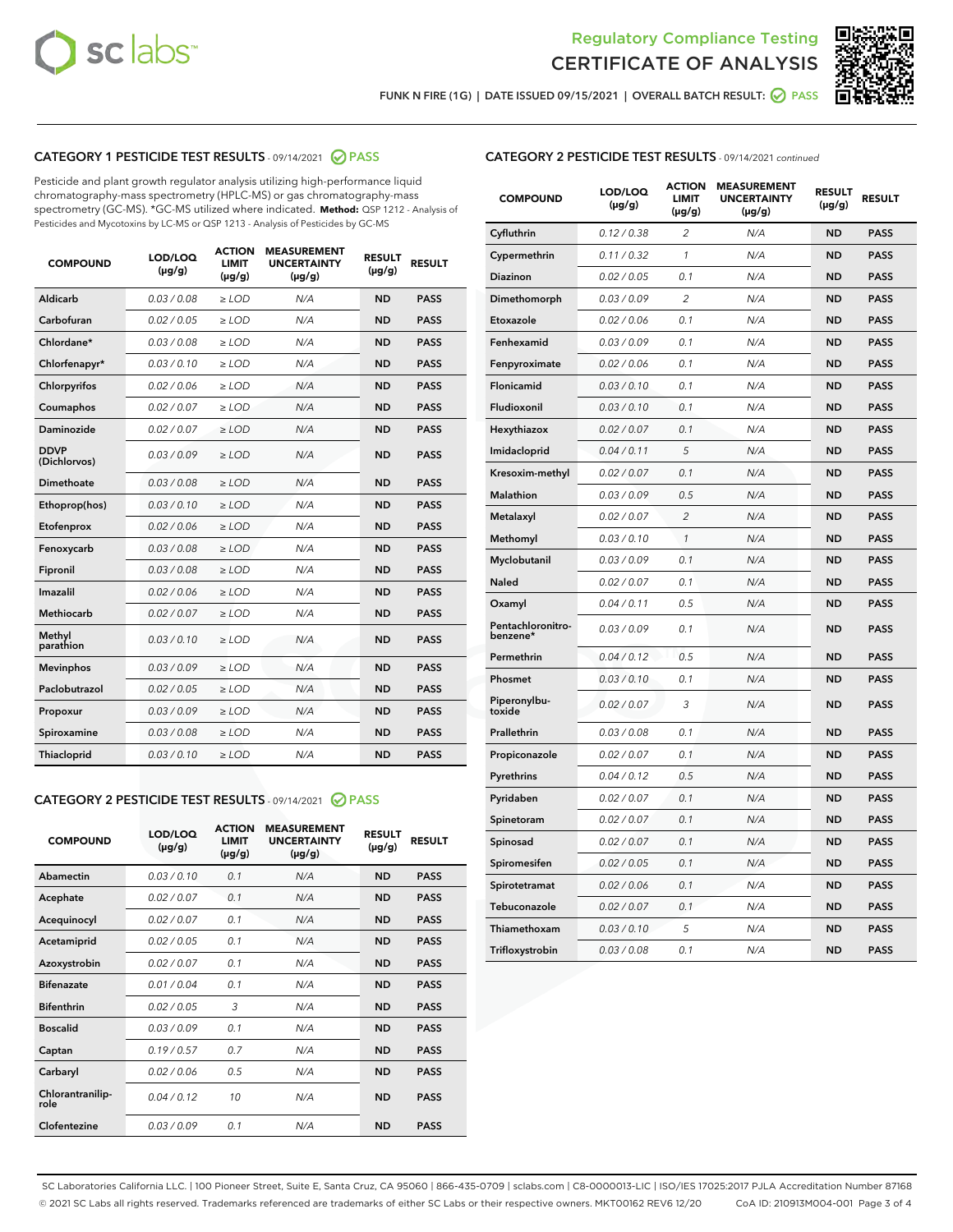# Regulatory Compliance Testing
# CERTIFICATE OF ANALYSIS

FUNK N FIRE (1G) | DATE ISSUED 09/15/2021 | OVERALL BATCH RESULT: PASS

## CATEGORY 1 PESTICIDE TEST RESULTS - 09/14/2021 PASS

Pesticide and plant growth regulator analysis utilizing high-performance liquid chromatography-mass spectrometry (HPLC-MS) or gas chromatography-mass spectrometry (GC-MS). *GC-MS utilized where indicated. **Method:** QSP 1212 - Analysis of Pesticides and Mycotoxins by LC-MS or QSP 1213 - Analysis of Pesticides by GC-MS

| COMPOUND | LOD/LOQ (µg/g) | ACTION LIMIT (µg/g) | MEASUREMENT UNCERTAINTY (µg/g) | RESULT (µg/g) | RESULT |
|---|---|---|---|---|---|
| Aldicarb | 0.03 / 0.08 | ≥ LOD | N/A | ND | PASS |
| Carbofuran | 0.02 / 0.05 | ≥ LOD | N/A | ND | PASS |
| Chlordane* | 0.03 / 0.08 | ≥ LOD | N/A | ND | PASS |
| Chlorfenapyr* | 0.03 / 0.10 | ≥ LOD | N/A | ND | PASS |
| Chlorpyrifos | 0.02 / 0.06 | ≥ LOD | N/A | ND | PASS |
| Coumaphos | 0.02 / 0.07 | ≥ LOD | N/A | ND | PASS |
| Daminozide | 0.02 / 0.07 | ≥ LOD | N/A | ND | PASS |
| DDVP (Dichlorvos) | 0.03 / 0.09 | ≥ LOD | N/A | ND | PASS |
| Dimethoate | 0.03 / 0.08 | ≥ LOD | N/A | ND | PASS |
| Ethoprop(hos) | 0.03 / 0.10 | ≥ LOD | N/A | ND | PASS |
| Etofenprox | 0.02 / 0.06 | ≥ LOD | N/A | ND | PASS |
| Fenoxycarb | 0.03 / 0.08 | ≥ LOD | N/A | ND | PASS |
| Fipronil | 0.03 / 0.08 | ≥ LOD | N/A | ND | PASS |
| Imazalil | 0.02 / 0.06 | ≥ LOD | N/A | ND | PASS |
| Methiocarb | 0.02 / 0.07 | ≥ LOD | N/A | ND | PASS |
| Methyl parathion | 0.03 / 0.10 | ≥ LOD | N/A | ND | PASS |
| Mevinphos | 0.03 / 0.09 | ≥ LOD | N/A | ND | PASS |
| Paclobutrazol | 0.02 / 0.05 | ≥ LOD | N/A | ND | PASS |
| Propoxur | 0.03 / 0.09 | ≥ LOD | N/A | ND | PASS |
| Spiroxamine | 0.03 / 0.08 | ≥ LOD | N/A | ND | PASS |
| Thiacloprid | 0.03 / 0.10 | ≥ LOD | N/A | ND | PASS |

## CATEGORY 2 PESTICIDE TEST RESULTS - 09/14/2021 PASS

| COMPOUND | LOD/LOQ (µg/g) | ACTION LIMIT (µg/g) | MEASUREMENT UNCERTAINTY (µg/g) | RESULT (µg/g) | RESULT |
|---|---|---|---|---|---|
| Abamectin | 0.03 / 0.10 | 0.1 | N/A | ND | PASS |
| Acephate | 0.02 / 0.07 | 0.1 | N/A | ND | PASS |
| Acequinocyl | 0.02 / 0.07 | 0.1 | N/A | ND | PASS |
| Acetamiprid | 0.02 / 0.05 | 0.1 | N/A | ND | PASS |
| Azoxystrobin | 0.02 / 0.07 | 0.1 | N/A | ND | PASS |
| Bifenazate | 0.01 / 0.04 | 0.1 | N/A | ND | PASS |
| Bifenthrin | 0.02 / 0.05 | 3 | N/A | ND | PASS |
| Boscalid | 0.03 / 0.09 | 0.1 | N/A | ND | PASS |
| Captan | 0.19 / 0.57 | 0.7 | N/A | ND | PASS |
| Carbaryl | 0.02 / 0.06 | 0.5 | N/A | ND | PASS |
| Chlorantraniliprole | 0.04 / 0.12 | 10 | N/A | ND | PASS |
| Clofentezine | 0.03 / 0.09 | 0.1 | N/A | ND | PASS |
| Cyfluthrin | 0.12 / 0.38 | 2 | N/A | ND | PASS |
| Cypermethrin | 0.11 / 0.32 | 1 | N/A | ND | PASS |
| Diazinon | 0.02 / 0.05 | 0.1 | N/A | ND | PASS |
| Dimethomorph | 0.03 / 0.09 | 2 | N/A | ND | PASS |
| Etoxazole | 0.02 / 0.06 | 0.1 | N/A | ND | PASS |
| Fenhexamid | 0.03 / 0.09 | 0.1 | N/A | ND | PASS |
| Fenpyroximate | 0.02 / 0.06 | 0.1 | N/A | ND | PASS |
| Flonicamid | 0.03 / 0.10 | 0.1 | N/A | ND | PASS |
| Fludioxonil | 0.03 / 0.10 | 0.1 | N/A | ND | PASS |
| Hexythiazox | 0.02 / 0.07 | 0.1 | N/A | ND | PASS |
| Imidacloprid | 0.04 / 0.11 | 5 | N/A | ND | PASS |
| Kresoxim-methyl | 0.02 / 0.07 | 0.1 | N/A | ND | PASS |
| Malathion | 0.03 / 0.09 | 0.5 | N/A | ND | PASS |
| Metalaxyl | 0.02 / 0.07 | 2 | N/A | ND | PASS |
| Methomyl | 0.03 / 0.10 | 1 | N/A | ND | PASS |
| Myclobutanil | 0.03 / 0.09 | 0.1 | N/A | ND | PASS |
| Naled | 0.02 / 0.07 | 0.1 | N/A | ND | PASS |
| Oxamyl | 0.04 / 0.11 | 0.5 | N/A | ND | PASS |
| Pentachloronitrobenzene* | 0.03 / 0.09 | 0.1 | N/A | ND | PASS |
| Permethrin | 0.04 / 0.12 | 0.5 | N/A | ND | PASS |
| Phosmet | 0.03 / 0.10 | 0.1 | N/A | ND | PASS |
| Piperonylbutoxide | 0.02 / 0.07 | 3 | N/A | ND | PASS |
| Prallethrin | 0.03 / 0.08 | 0.1 | N/A | ND | PASS |
| Propiconazole | 0.02 / 0.07 | 0.1 | N/A | ND | PASS |
| Pyrethrins | 0.04 / 0.12 | 0.5 | N/A | ND | PASS |
| Pyridaben | 0.02 / 0.07 | 0.1 | N/A | ND | PASS |
| Spinetoram | 0.02 / 0.07 | 0.1 | N/A | ND | PASS |
| Spinosad | 0.02 / 0.07 | 0.1 | N/A | ND | PASS |
| Spiromesifen | 0.02 / 0.05 | 0.1 | N/A | ND | PASS |
| Spirotetramat | 0.02 / 0.06 | 0.1 | N/A | ND | PASS |
| Tebuconazole | 0.02 / 0.07 | 0.1 | N/A | ND | PASS |
| Thiamethoxam | 0.03 / 0.10 | 5 | N/A | ND | PASS |
| Trifloxystrobin | 0.03 / 0.08 | 0.1 | N/A | ND | PASS |

SC Laboratories California LLC. | 100 Pioneer Street, Suite E, Santa Cruz, CA 95060 | 866-435-0709 | sclabs.com | C8-0000013-LIC | ISO/IES 17025:2017 PJLA Accreditation Number 87168
© 2021 SC Labs all rights reserved. Trademarks referenced are trademarks of either SC Labs or their respective owners. MKT00162 REV6 12/20 CoA ID: 210913M004-001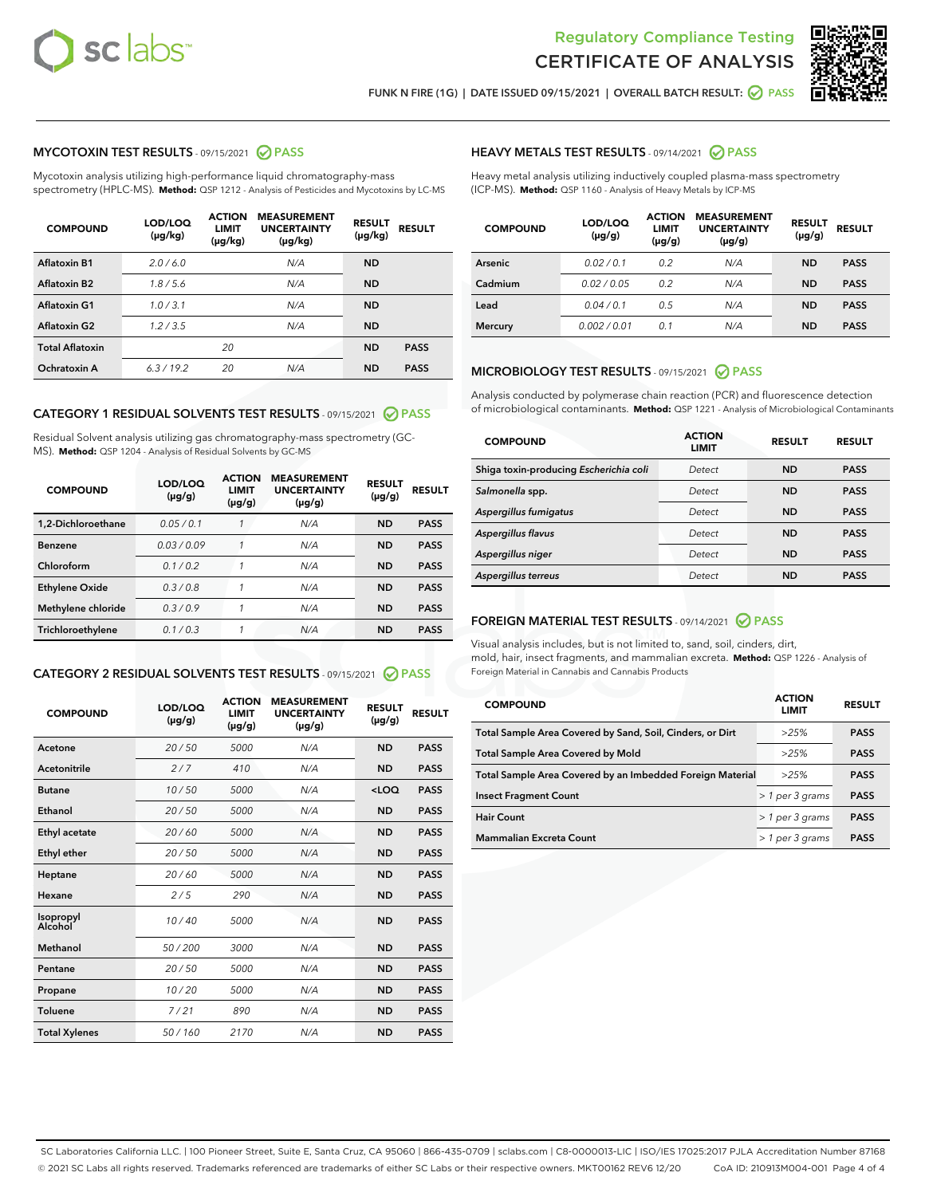Regulatory Compliance Testing
CERTIFICATE OF ANALYSIS

FUNK N FIRE (1G) | DATE ISSUED 09/15/2021 | OVERALL BATCH RESULT: PASS

## MYCOTOXIN TEST RESULTS - 09/15/2021 PASS

Mycotoxin analysis utilizing high-performance liquid chromatography-mass spectrometry (HPLC-MS). **Method:** QSP 1212 - Analysis of Pesticides and Mycotoxins by LC-MS

| COMPOUND | LOD/LOQ (µg/kg) | ACTION LIMIT (µg/kg) | MEASUREMENT UNCERTAINTY (µg/kg) | RESULT (µg/kg) | RESULT |
|---|---|---|---|---|---|
| Aflatoxin B1 | 2.0 / 6.0 | | N/A | ND | |
| Aflatoxin B2 | 1.8 / 5.6 | | N/A | ND | |
| Aflatoxin G1 | 1.0 / 3.1 | | N/A | ND | |
| Aflatoxin G2 | 1.2 / 3.5 | | N/A | ND | |
| Total Aflatoxin | | 20 | | ND | PASS |
| Ochratoxin A | 6.3 / 19.2 | 20 | N/A | ND | PASS |

## CATEGORY 1 RESIDUAL SOLVENTS TEST RESULTS - 09/15/2021 PASS

Residual Solvent analysis utilizing gas chromatography-mass spectrometry (GC-MS). **Method:** QSP 1204 - Analysis of Residual Solvents by GC-MS

| COMPOUND | LOD/LOQ (µg/g) | ACTION LIMIT (µg/g) | MEASUREMENT UNCERTAINTY (µg/g) | RESULT (µg/g) | RESULT |
|---|---|---|---|---|---|
| 1,2-Dichloroethane | 0.05 / 0.1 | 1 | N/A | ND | PASS |
| Benzene | 0.03 / 0.09 | 1 | N/A | ND | PASS |
| Chloroform | 0.1 / 0.2 | 1 | N/A | ND | PASS |
| Ethylene Oxide | 0.3 / 0.8 | 1 | N/A | ND | PASS |
| Methylene chloride | 0.3 / 0.9 | 1 | N/A | ND | PASS |
| Trichloroethylene | 0.1 / 0.3 | 1 | N/A | ND | PASS |

## CATEGORY 2 RESIDUAL SOLVENTS TEST RESULTS - 09/15/2021 PASS

| COMPOUND | LOD/LOQ (µg/g) | ACTION LIMIT (µg/g) | MEASUREMENT UNCERTAINTY (µg/g) | RESULT (µg/g) | RESULT |
|---|---|---|---|---|---|
| Acetone | 20 / 50 | 5000 | N/A | ND | PASS |
| Acetonitrile | 2 / 7 | 410 | N/A | ND | PASS |
| Butane | 10 / 50 | 5000 | N/A | <LOQ | PASS |
| Ethanol | 20 / 50 | 5000 | N/A | ND | PASS |
| Ethyl acetate | 20 / 60 | 5000 | N/A | ND | PASS |
| Ethyl ether | 20 / 50 | 5000 | N/A | ND | PASS |
| Heptane | 20 / 60 | 5000 | N/A | ND | PASS |
| Hexane | 2 / 5 | 290 | N/A | ND | PASS |
| Isopropyl Alcohol | 10 / 40 | 5000 | N/A | ND | PASS |
| Methanol | 50 / 200 | 3000 | N/A | ND | PASS |
| Pentane | 20 / 50 | 5000 | N/A | ND | PASS |
| Propane | 10 / 20 | 5000 | N/A | ND | PASS |
| Toluene | 7 / 21 | 890 | N/A | ND | PASS |
| Total Xylenes | 50 / 160 | 2170 | N/A | ND | PASS |

## HEAVY METALS TEST RESULTS - 09/14/2021 PASS

Heavy metal analysis utilizing inductively coupled plasma-mass spectrometry (ICP-MS). **Method:** QSP 1160 - Analysis of Heavy Metals by ICP-MS

| COMPOUND | LOD/LOQ (µg/g) | ACTION LIMIT (µg/g) | MEASUREMENT UNCERTAINTY (µg/g) | RESULT (µg/g) | RESULT |
|---|---|---|---|---|---|
| Arsenic | 0.02 / 0.1 | 0.2 | N/A | ND | PASS |
| Cadmium | 0.02 / 0.05 | 0.2 | N/A | ND | PASS |
| Lead | 0.04 / 0.1 | 0.5 | N/A | ND | PASS |
| Mercury | 0.002 / 0.01 | 0.1 | N/A | ND | PASS |

## MICROBIOLOGY TEST RESULTS - 09/15/2021 PASS

Analysis conducted by polymerase chain reaction (PCR) and fluorescence detection of microbiological contaminants. **Method:** QSP 1221 - Analysis of Microbiological Contaminants

| COMPOUND | ACTION LIMIT | RESULT | RESULT |
|---|---|---|---|
| Shiga toxin-producing *Escherichia coli* | Detect | ND | PASS |
| *Salmonella* spp. | Detect | ND | PASS |
| *Aspergillus fumigatus* | Detect | ND | PASS |
| *Aspergillus flavus* | Detect | ND | PASS |
| *Aspergillus niger* | Detect | ND | PASS |
| *Aspergillus terreus* | Detect | ND | PASS |

## FOREIGN MATERIAL TEST RESULTS - 09/14/2021 PASS

Visual analysis includes, but is not limited to, sand, soil, cinders, dirt, mold, hair, insect fragments, and mammalian excreta. **Method:** QSP 1226 - Analysis of Foreign Material in Cannabis and Cannabis Products

| COMPOUND | ACTION LIMIT | RESULT |
|---|---|---|
| Total Sample Area Covered by Sand, Soil, Cinders, or Dirt | >25% | PASS |
| Total Sample Area Covered by Mold | >25% | PASS |
| Total Sample Area Covered by an Imbedded Foreign Material | >25% | PASS |
| Insect Fragment Count | > 1 per 3 grams | PASS |
| Hair Count | > 1 per 3 grams | PASS |
| Mammalian Excreta Count | > 1 per 3 grams | PASS |

SC Laboratories California LLC. | 100 Pioneer Street, Suite E, Santa Cruz, CA 95060 | 866-435-0709 | sclabs.com | C8-0000013-LIC | ISO/IES 17025:2017 PJLA Accreditation Number 87168
© 2021 SC Labs all rights reserved. Trademarks referenced are trademarks of either SC Labs or their respective owners. MKT00162 REV6 12/20 CoA ID: 210913M004-001